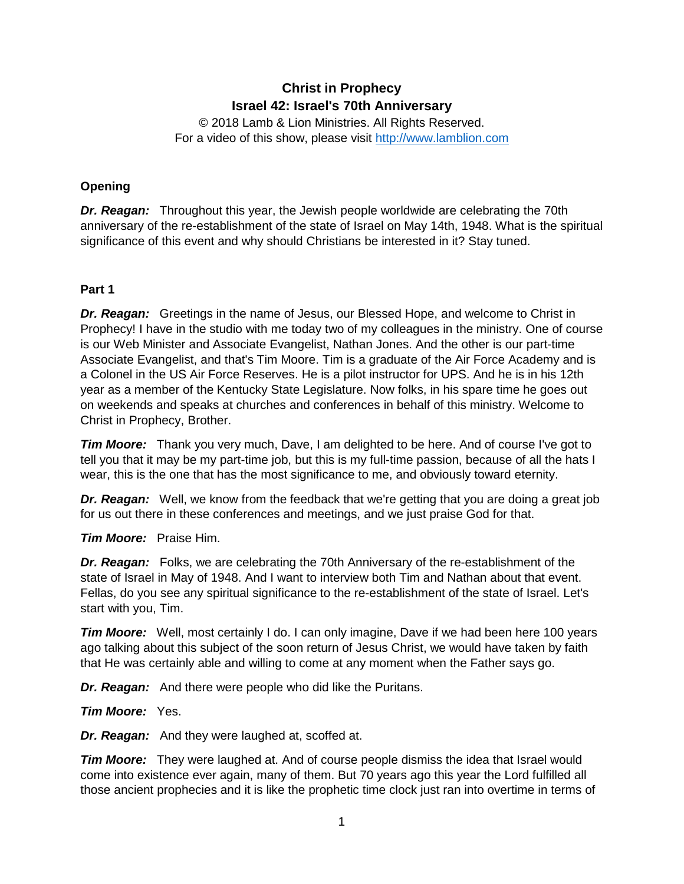# Christ in Prophecy
## Israel 42: Israel's 70th Anniversary

© 2018 Lamb & Lion Ministries. All Rights Reserved.
For a video of this show, please visit http://www.lamblion.com

### Opening

***Dr. Reagan:*** Throughout this year, the Jewish people worldwide are celebrating the 70th anniversary of the re-establishment of the state of Israel on May 14th, 1948. What is the spiritual significance of this event and why should Christians be interested in it? Stay tuned.

### Part 1

***Dr. Reagan:*** Greetings in the name of Jesus, our Blessed Hope, and welcome to Christ in Prophecy! I have in the studio with me today two of my colleagues in the ministry. One of course is our Web Minister and Associate Evangelist, Nathan Jones. And the other is our part-time Associate Evangelist, and that's Tim Moore. Tim is a graduate of the Air Force Academy and is a Colonel in the US Air Force Reserves. He is a pilot instructor for UPS. And he is in his 12th year as a member of the Kentucky State Legislature. Now folks, in his spare time he goes out on weekends and speaks at churches and conferences in behalf of this ministry. Welcome to Christ in Prophecy, Brother.

***Tim Moore:*** Thank you very much, Dave, I am delighted to be here. And of course I've got to tell you that it may be my part-time job, but this is my full-time passion, because of all the hats I wear, this is the one that has the most significance to me, and obviously toward eternity.

***Dr. Reagan:*** Well, we know from the feedback that we're getting that you are doing a great job for us out there in these conferences and meetings, and we just praise God for that.

***Tim Moore:*** Praise Him.

***Dr. Reagan:*** Folks, we are celebrating the 70th Anniversary of the re-establishment of the state of Israel in May of 1948. And I want to interview both Tim and Nathan about that event. Fellas, do you see any spiritual significance to the re-establishment of the state of Israel. Let's start with you, Tim.

***Tim Moore:*** Well, most certainly I do. I can only imagine, Dave if we had been here 100 years ago talking about this subject of the soon return of Jesus Christ, we would have taken by faith that He was certainly able and willing to come at any moment when the Father says go.

***Dr. Reagan:*** And there were people who did like the Puritans.

***Tim Moore:*** Yes.

***Dr. Reagan:*** And they were laughed at, scoffed at.

***Tim Moore:*** They were laughed at. And of course people dismiss the idea that Israel would come into existence ever again, many of them. But 70 years ago this year the Lord fulfilled all those ancient prophecies and it is like the prophetic time clock just ran into overtime in terms of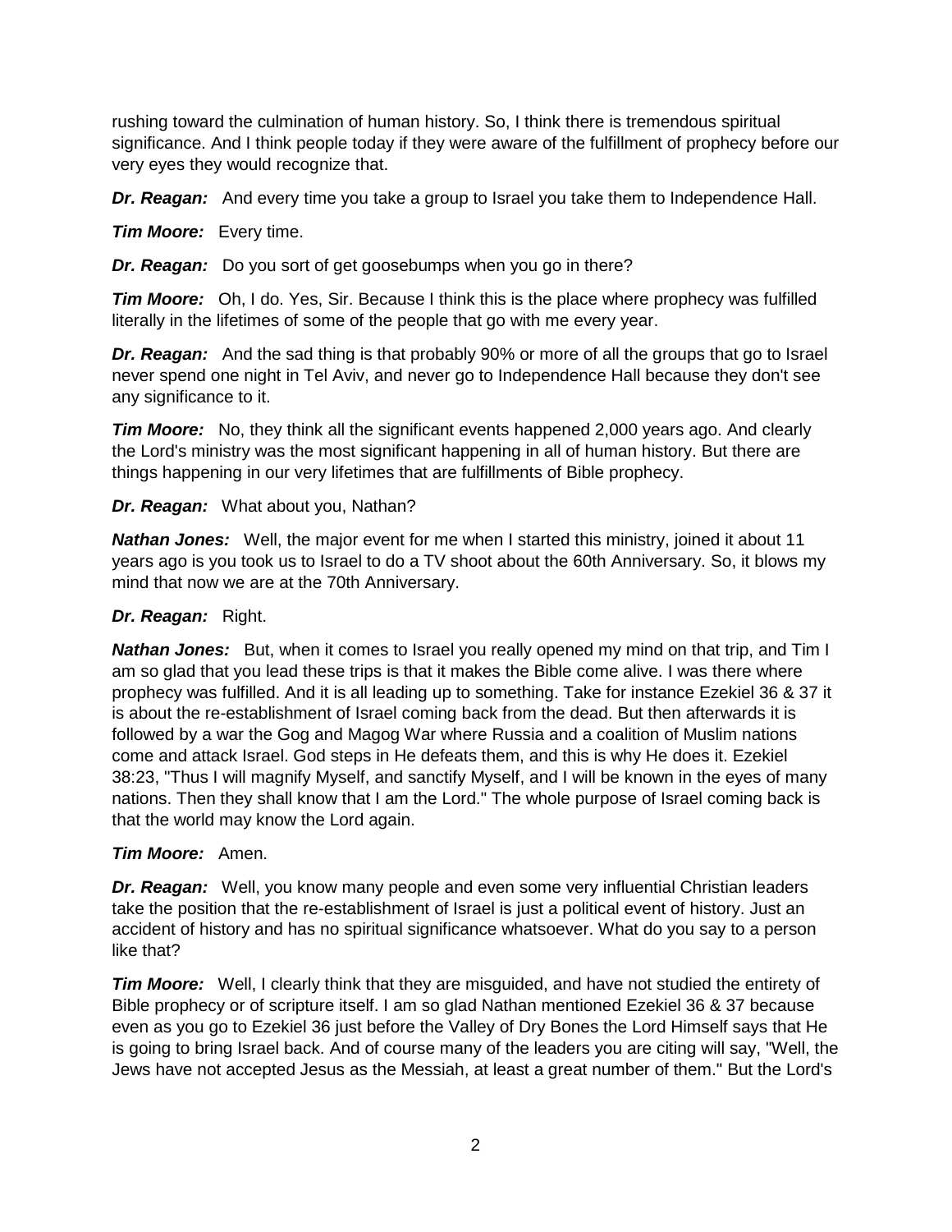rushing toward the culmination of human history. So, I think there is tremendous spiritual significance. And I think people today if they were aware of the fulfillment of prophecy before our very eyes they would recognize that.

***Dr. Reagan:*** And every time you take a group to Israel you take them to Independence Hall.

***Tim Moore:*** Every time.

***Dr. Reagan:*** Do you sort of get goosebumps when you go in there?

***Tim Moore:*** Oh, I do. Yes, Sir. Because I think this is the place where prophecy was fulfilled literally in the lifetimes of some of the people that go with me every year.

***Dr. Reagan:*** And the sad thing is that probably 90% or more of all the groups that go to Israel never spend one night in Tel Aviv, and never go to Independence Hall because they don't see any significance to it.

***Tim Moore:*** No, they think all the significant events happened 2,000 years ago. And clearly the Lord's ministry was the most significant happening in all of human history. But there are things happening in our very lifetimes that are fulfillments of Bible prophecy.

***Dr. Reagan:*** What about you, Nathan?

***Nathan Jones:*** Well, the major event for me when I started this ministry, joined it about 11 years ago is you took us to Israel to do a TV shoot about the 60th Anniversary. So, it blows my mind that now we are at the 70th Anniversary.

***Dr. Reagan:*** Right.

***Nathan Jones:*** But, when it comes to Israel you really opened my mind on that trip, and Tim I am so glad that you lead these trips is that it makes the Bible come alive. I was there where prophecy was fulfilled. And it is all leading up to something. Take for instance Ezekiel 36 & 37 it is about the re-establishment of Israel coming back from the dead. But then afterwards it is followed by a war the Gog and Magog War where Russia and a coalition of Muslim nations come and attack Israel. God steps in He defeats them, and this is why He does it. Ezekiel 38:23, "Thus I will magnify Myself, and sanctify Myself, and I will be known in the eyes of many nations. Then they shall know that I am the Lord." The whole purpose of Israel coming back is that the world may know the Lord again.

***Tim Moore:*** Amen.

***Dr. Reagan:*** Well, you know many people and even some very influential Christian leaders take the position that the re-establishment of Israel is just a political event of history. Just an accident of history and has no spiritual significance whatsoever. What do you say to a person like that?

***Tim Moore:*** Well, I clearly think that they are misguided, and have not studied the entirety of Bible prophecy or of scripture itself. I am so glad Nathan mentioned Ezekiel 36 & 37 because even as you go to Ezekiel 36 just before the Valley of Dry Bones the Lord Himself says that He is going to bring Israel back. And of course many of the leaders you are citing will say, "Well, the Jews have not accepted Jesus as the Messiah, at least a great number of them." But the Lord's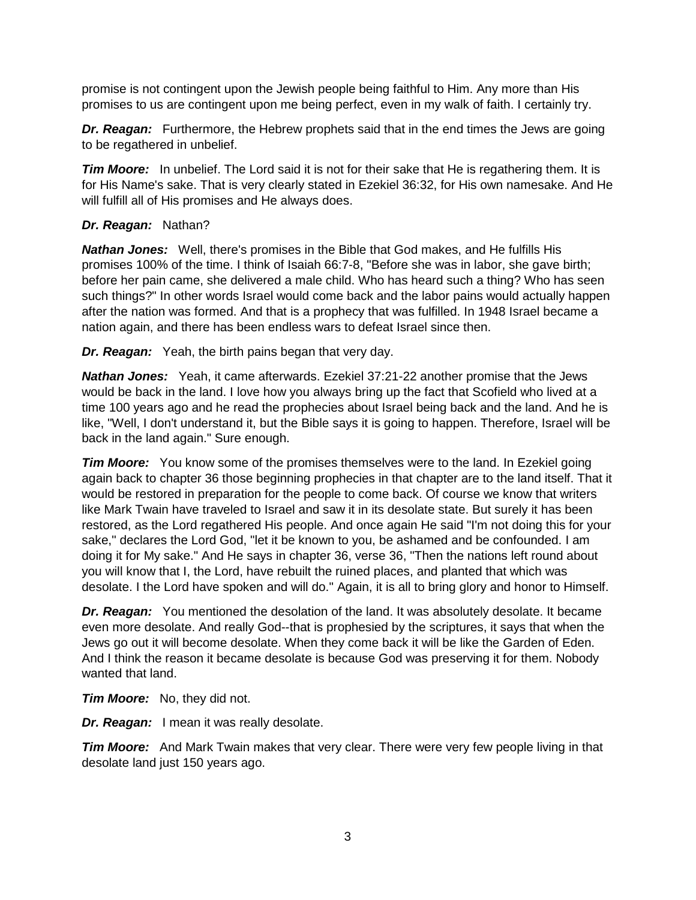promise is not contingent upon the Jewish people being faithful to Him. Any more than His promises to us are contingent upon me being perfect, even in my walk of faith. I certainly try.

***Dr. Reagan:*** Furthermore, the Hebrew prophets said that in the end times the Jews are going to be regathered in unbelief.

***Tim Moore:*** In unbelief. The Lord said it is not for their sake that He is regathering them. It is for His Name's sake. That is very clearly stated in Ezekiel 36:32, for His own namesake. And He will fulfill all of His promises and He always does.

***Dr. Reagan:*** Nathan?

***Nathan Jones:*** Well, there's promises in the Bible that God makes, and He fulfills His promises 100% of the time. I think of Isaiah 66:7-8, "Before she was in labor, she gave birth; before her pain came, she delivered a male child. Who has heard such a thing? Who has seen such things?" In other words Israel would come back and the labor pains would actually happen after the nation was formed. And that is a prophecy that was fulfilled. In 1948 Israel became a nation again, and there has been endless wars to defeat Israel since then.

***Dr. Reagan:*** Yeah, the birth pains began that very day.

***Nathan Jones:*** Yeah, it came afterwards. Ezekiel 37:21-22 another promise that the Jews would be back in the land. I love how you always bring up the fact that Scofield who lived at a time 100 years ago and he read the prophecies about Israel being back and the land. And he is like, "Well, I don't understand it, but the Bible says it is going to happen. Therefore, Israel will be back in the land again." Sure enough.

***Tim Moore:*** You know some of the promises themselves were to the land. In Ezekiel going again back to chapter 36 those beginning prophecies in that chapter are to the land itself. That it would be restored in preparation for the people to come back. Of course we know that writers like Mark Twain have traveled to Israel and saw it in its desolate state. But surely it has been restored, as the Lord regathered His people. And once again He said "I'm not doing this for your sake," declares the Lord God, "let it be known to you, be ashamed and be confounded. I am doing it for My sake." And He says in chapter 36, verse 36, "Then the nations left round about you will know that I, the Lord, have rebuilt the ruined places, and planted that which was desolate. I the Lord have spoken and will do." Again, it is all to bring glory and honor to Himself.

***Dr. Reagan:*** You mentioned the desolation of the land. It was absolutely desolate. It became even more desolate. And really God--that is prophesied by the scriptures, it says that when the Jews go out it will become desolate. When they come back it will be like the Garden of Eden. And I think the reason it became desolate is because God was preserving it for them. Nobody wanted that land.

***Tim Moore:*** No, they did not.

***Dr. Reagan:*** I mean it was really desolate.

***Tim Moore:*** And Mark Twain makes that very clear. There were very few people living in that desolate land just 150 years ago.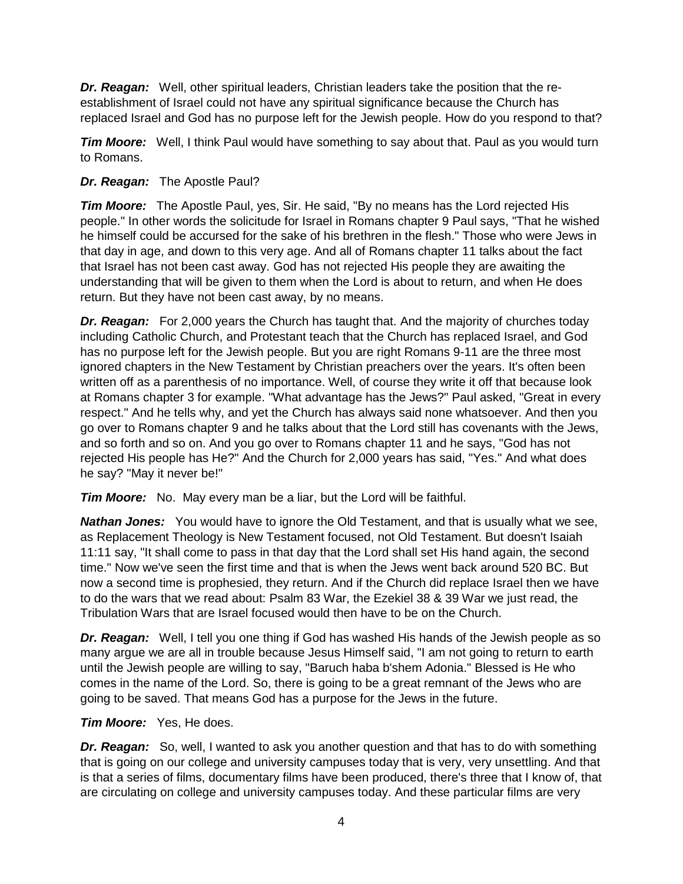***Dr. Reagan:*** Well, other spiritual leaders, Christian leaders take the position that the re-establishment of Israel could not have any spiritual significance because the Church has replaced Israel and God has no purpose left for the Jewish people. How do you respond to that?

***Tim Moore:*** Well, I think Paul would have something to say about that. Paul as you would turn to Romans.

***Dr. Reagan:*** The Apostle Paul?

***Tim Moore:*** The Apostle Paul, yes, Sir. He said, "By no means has the Lord rejected His people." In other words the solicitude for Israel in Romans chapter 9 Paul says, "That he wished he himself could be accursed for the sake of his brethren in the flesh." Those who were Jews in that day in age, and down to this very age. And all of Romans chapter 11 talks about the fact that Israel has not been cast away. God has not rejected His people they are awaiting the understanding that will be given to them when the Lord is about to return, and when He does return. But they have not been cast away, by no means.

***Dr. Reagan:*** For 2,000 years the Church has taught that. And the majority of churches today including Catholic Church, and Protestant teach that the Church has replaced Israel, and God has no purpose left for the Jewish people. But you are right Romans 9-11 are the three most ignored chapters in the New Testament by Christian preachers over the years. It's often been written off as a parenthesis of no importance. Well, of course they write it off that because look at Romans chapter 3 for example. "What advantage has the Jews?" Paul asked, "Great in every respect." And he tells why, and yet the Church has always said none whatsoever. And then you go over to Romans chapter 9 and he talks about that the Lord still has covenants with the Jews, and so forth and so on. And you go over to Romans chapter 11 and he says, "God has not rejected His people has He?" And the Church for 2,000 years has said, "Yes." And what does he say? "May it never be!"

***Tim Moore:*** No. May every man be a liar, but the Lord will be faithful.

***Nathan Jones:*** You would have to ignore the Old Testament, and that is usually what we see, as Replacement Theology is New Testament focused, not Old Testament. But doesn't Isaiah 11:11 say, "It shall come to pass in that day that the Lord shall set His hand again, the second time." Now we've seen the first time and that is when the Jews went back around 520 BC. But now a second time is prophesied, they return. And if the Church did replace Israel then we have to do the wars that we read about: Psalm 83 War, the Ezekiel 38 & 39 War we just read, the Tribulation Wars that are Israel focused would then have to be on the Church.

***Dr. Reagan:*** Well, I tell you one thing if God has washed His hands of the Jewish people as so many argue we are all in trouble because Jesus Himself said, "I am not going to return to earth until the Jewish people are willing to say, "Baruch haba b'shem Adonia." Blessed is He who comes in the name of the Lord. So, there is going to be a great remnant of the Jews who are going to be saved. That means God has a purpose for the Jews in the future.

***Tim Moore:*** Yes, He does.

***Dr. Reagan:*** So, well, I wanted to ask you another question and that has to do with something that is going on our college and university campuses today that is very, very unsettling. And that is that a series of films, documentary films have been produced, there's three that I know of, that are circulating on college and university campuses today. And these particular films are very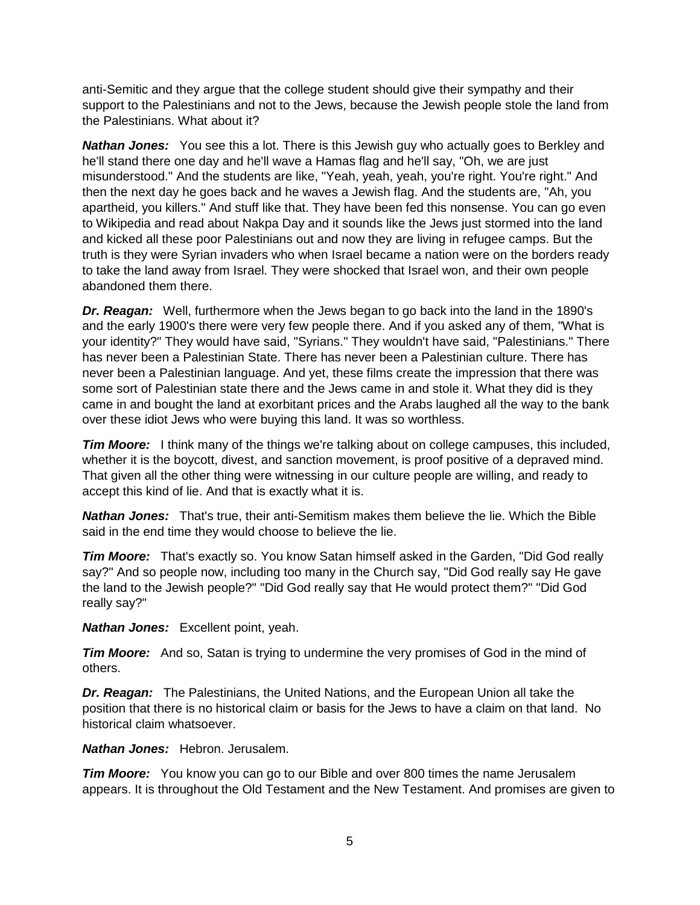anti-Semitic and they argue that the college student should give their sympathy and their support to the Palestinians and not to the Jews, because the Jewish people stole the land from the Palestinians. What about it?

***Nathan Jones:*** You see this a lot. There is this Jewish guy who actually goes to Berkley and he'll stand there one day and he'll wave a Hamas flag and he'll say, "Oh, we are just misunderstood." And the students are like, "Yeah, yeah, yeah, you're right. You're right." And then the next day he goes back and he waves a Jewish flag. And the students are, "Ah, you apartheid, you killers." And stuff like that. They have been fed this nonsense. You can go even to Wikipedia and read about Nakpa Day and it sounds like the Jews just stormed into the land and kicked all these poor Palestinians out and now they are living in refugee camps. But the truth is they were Syrian invaders who when Israel became a nation were on the borders ready to take the land away from Israel. They were shocked that Israel won, and their own people abandoned them there.

***Dr. Reagan:*** Well, furthermore when the Jews began to go back into the land in the 1890's and the early 1900's there were very few people there. And if you asked any of them, "What is your identity?" They would have said, "Syrians." They wouldn't have said, "Palestinians." There has never been a Palestinian State. There has never been a Palestinian culture. There has never been a Palestinian language. And yet, these films create the impression that there was some sort of Palestinian state there and the Jews came in and stole it. What they did is they came in and bought the land at exorbitant prices and the Arabs laughed all the way to the bank over these idiot Jews who were buying this land. It was so worthless.

***Tim Moore:*** I think many of the things we're talking about on college campuses, this included, whether it is the boycott, divest, and sanction movement, is proof positive of a depraved mind. That given all the other thing were witnessing in our culture people are willing, and ready to accept this kind of lie. And that is exactly what it is.

***Nathan Jones:*** That's true, their anti-Semitism makes them believe the lie. Which the Bible said in the end time they would choose to believe the lie.

***Tim Moore:*** That's exactly so. You know Satan himself asked in the Garden, "Did God really say?" And so people now, including too many in the Church say, "Did God really say He gave the land to the Jewish people?" "Did God really say that He would protect them?" "Did God really say?"

***Nathan Jones:*** Excellent point, yeah.

***Tim Moore:*** And so, Satan is trying to undermine the very promises of God in the mind of others.

***Dr. Reagan:*** The Palestinians, the United Nations, and the European Union all take the position that there is no historical claim or basis for the Jews to have a claim on that land. No historical claim whatsoever.

***Nathan Jones:*** Hebron. Jerusalem.

***Tim Moore:*** You know you can go to our Bible and over 800 times the name Jerusalem appears. It is throughout the Old Testament and the New Testament. And promises are given to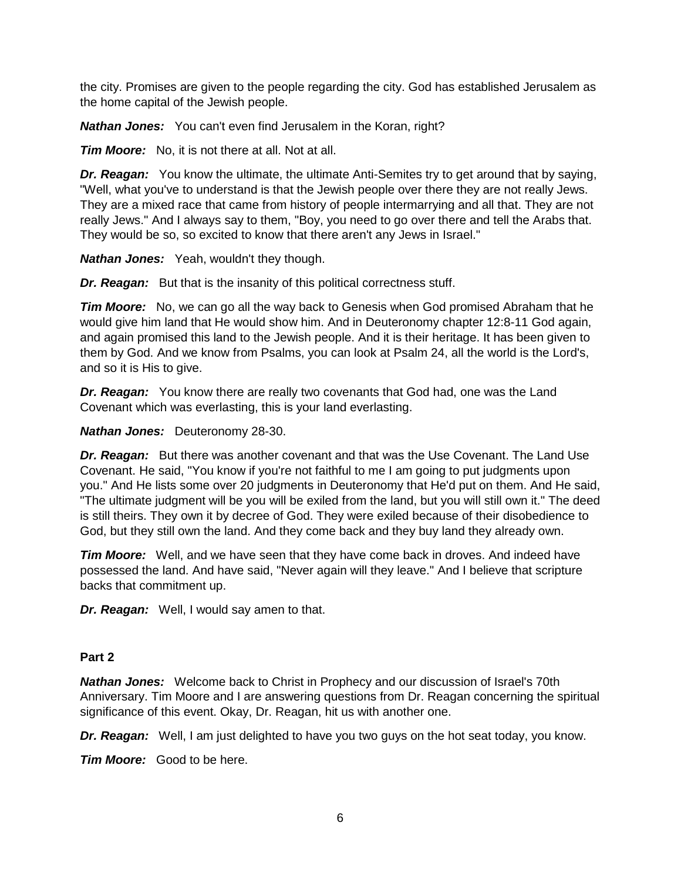the city. Promises are given to the people regarding the city. God has established Jerusalem as the home capital of the Jewish people.

***Nathan Jones:*** You can't even find Jerusalem in the Koran, right?

***Tim Moore:*** No, it is not there at all. Not at all.

***Dr. Reagan:*** You know the ultimate, the ultimate Anti-Semites try to get around that by saying, "Well, what you've to understand is that the Jewish people over there they are not really Jews. They are a mixed race that came from history of people intermarrying and all that. They are not really Jews." And I always say to them, "Boy, you need to go over there and tell the Arabs that. They would be so, so excited to know that there aren't any Jews in Israel."

***Nathan Jones:*** Yeah, wouldn't they though.

***Dr. Reagan:*** But that is the insanity of this political correctness stuff.

***Tim Moore:*** No, we can go all the way back to Genesis when God promised Abraham that he would give him land that He would show him. And in Deuteronomy chapter 12:8-11 God again, and again promised this land to the Jewish people. And it is their heritage. It has been given to them by God. And we know from Psalms, you can look at Psalm 24, all the world is the Lord's, and so it is His to give.

***Dr. Reagan:*** You know there are really two covenants that God had, one was the Land Covenant which was everlasting, this is your land everlasting.

***Nathan Jones:*** Deuteronomy 28-30.

***Dr. Reagan:*** But there was another covenant and that was the Use Covenant. The Land Use Covenant. He said, "You know if you're not faithful to me I am going to put judgments upon you." And He lists some over 20 judgments in Deuteronomy that He'd put on them. And He said, "The ultimate judgment will be you will be exiled from the land, but you will still own it." The deed is still theirs. They own it by decree of God. They were exiled because of their disobedience to God, but they still own the land. And they come back and they buy land they already own.

***Tim Moore:*** Well, and we have seen that they have come back in droves. And indeed have possessed the land. And have said, "Never again will they leave." And I believe that scripture backs that commitment up.

***Dr. Reagan:*** Well, I would say amen to that.

**Part 2**

***Nathan Jones:*** Welcome back to Christ in Prophecy and our discussion of Israel's 70th Anniversary. Tim Moore and I are answering questions from Dr. Reagan concerning the spiritual significance of this event. Okay, Dr. Reagan, hit us with another one.

***Dr. Reagan:*** Well, I am just delighted to have you two guys on the hot seat today, you know.

***Tim Moore:*** Good to be here.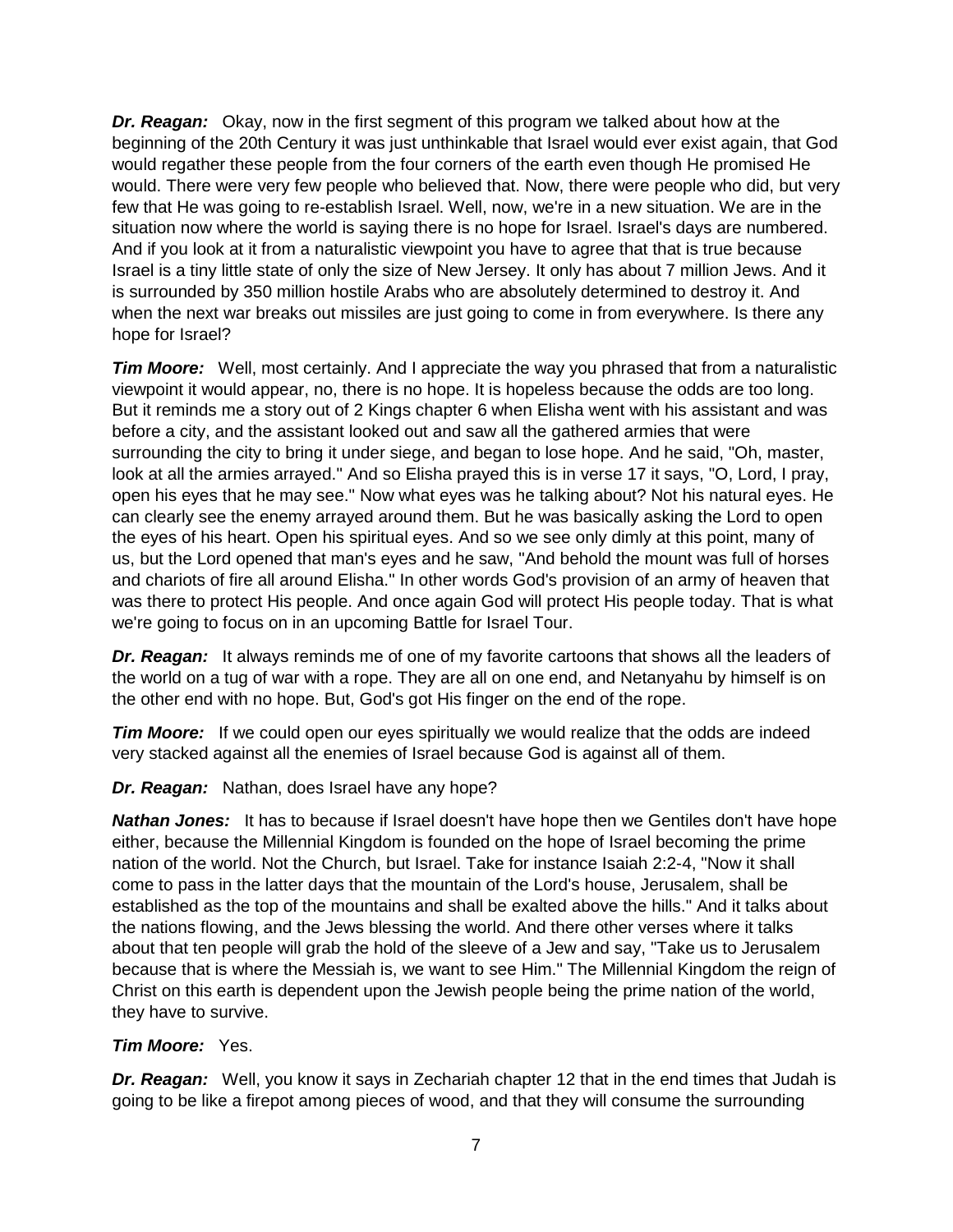***Dr. Reagan:*** Okay, now in the first segment of this program we talked about how at the beginning of the 20th Century it was just unthinkable that Israel would ever exist again, that God would regather these people from the four corners of the earth even though He promised He would. There were very few people who believed that. Now, there were people who did, but very few that He was going to re-establish Israel. Well, now, we're in a new situation. We are in the situation now where the world is saying there is no hope for Israel. Israel's days are numbered. And if you look at it from a naturalistic viewpoint you have to agree that that is true because Israel is a tiny little state of only the size of New Jersey. It only has about 7 million Jews. And it is surrounded by 350 million hostile Arabs who are absolutely determined to destroy it. And when the next war breaks out missiles are just going to come in from everywhere. Is there any hope for Israel?

***Tim Moore:*** Well, most certainly. And I appreciate the way you phrased that from a naturalistic viewpoint it would appear, no, there is no hope. It is hopeless because the odds are too long. But it reminds me a story out of 2 Kings chapter 6 when Elisha went with his assistant and was before a city, and the assistant looked out and saw all the gathered armies that were surrounding the city to bring it under siege, and began to lose hope. And he said, "Oh, master, look at all the armies arrayed." And so Elisha prayed this is in verse 17 it says, "O, Lord, I pray, open his eyes that he may see." Now what eyes was he talking about? Not his natural eyes. He can clearly see the enemy arrayed around them. But he was basically asking the Lord to open the eyes of his heart. Open his spiritual eyes. And so we see only dimly at this point, many of us, but the Lord opened that man's eyes and he saw, "And behold the mount was full of horses and chariots of fire all around Elisha." In other words God's provision of an army of heaven that was there to protect His people. And once again God will protect His people today. That is what we're going to focus on in an upcoming Battle for Israel Tour.

***Dr. Reagan:*** It always reminds me of one of my favorite cartoons that shows all the leaders of the world on a tug of war with a rope. They are all on one end, and Netanyahu by himself is on the other end with no hope. But, God's got His finger on the end of the rope.

***Tim Moore:*** If we could open our eyes spiritually we would realize that the odds are indeed very stacked against all the enemies of Israel because God is against all of them.

***Dr. Reagan:*** Nathan, does Israel have any hope?

***Nathan Jones:*** It has to because if Israel doesn't have hope then we Gentiles don't have hope either, because the Millennial Kingdom is founded on the hope of Israel becoming the prime nation of the world. Not the Church, but Israel. Take for instance Isaiah 2:2-4, "Now it shall come to pass in the latter days that the mountain of the Lord's house, Jerusalem, shall be established as the top of the mountains and shall be exalted above the hills." And it talks about the nations flowing, and the Jews blessing the world. And there other verses where it talks about that ten people will grab the hold of the sleeve of a Jew and say, "Take us to Jerusalem because that is where the Messiah is, we want to see Him." The Millennial Kingdom the reign of Christ on this earth is dependent upon the Jewish people being the prime nation of the world, they have to survive.

***Tim Moore:*** Yes.

***Dr. Reagan:*** Well, you know it says in Zechariah chapter 12 that in the end times that Judah is going to be like a firepot among pieces of wood, and that they will consume the surrounding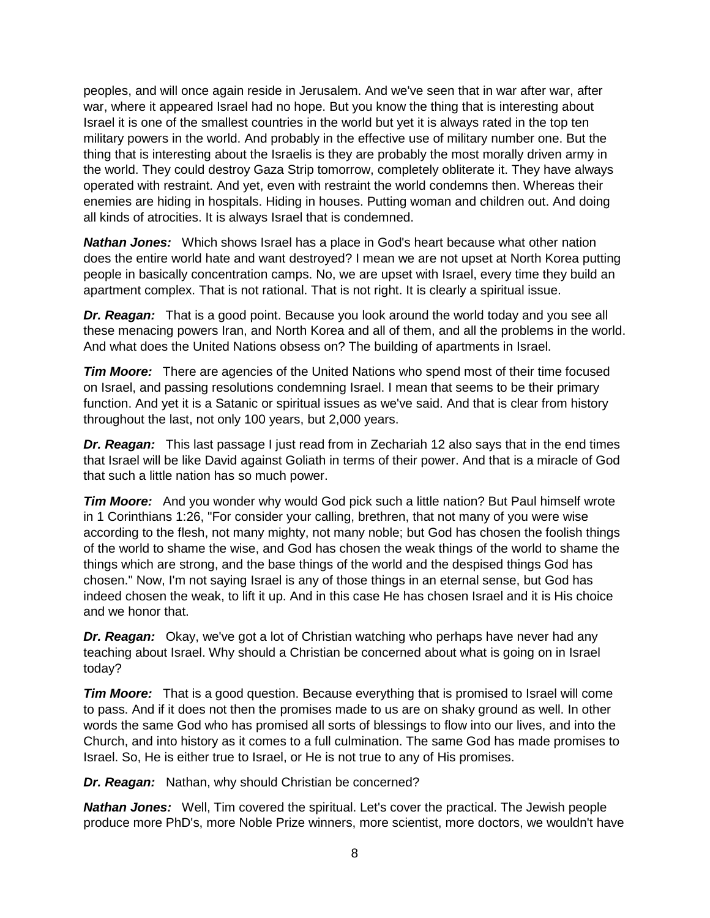peoples, and will once again reside in Jerusalem. And we've seen that in war after war, after war, where it appeared Israel had no hope. But you know the thing that is interesting about Israel it is one of the smallest countries in the world but yet it is always rated in the top ten military powers in the world. And probably in the effective use of military number one. But the thing that is interesting about the Israelis is they are probably the most morally driven army in the world. They could destroy Gaza Strip tomorrow, completely obliterate it. They have always operated with restraint. And yet, even with restraint the world condemns then. Whereas their enemies are hiding in hospitals. Hiding in houses. Putting woman and children out. And doing all kinds of atrocities. It is always Israel that is condemned.

***Nathan Jones:*** Which shows Israel has a place in God's heart because what other nation does the entire world hate and want destroyed? I mean we are not upset at North Korea putting people in basically concentration camps. No, we are upset with Israel, every time they build an apartment complex. That is not rational. That is not right. It is clearly a spiritual issue.

***Dr. Reagan:*** That is a good point. Because you look around the world today and you see all these menacing powers Iran, and North Korea and all of them, and all the problems in the world. And what does the United Nations obsess on? The building of apartments in Israel.

***Tim Moore:*** There are agencies of the United Nations who spend most of their time focused on Israel, and passing resolutions condemning Israel. I mean that seems to be their primary function. And yet it is a Satanic or spiritual issues as we've said. And that is clear from history throughout the last, not only 100 years, but 2,000 years.

***Dr. Reagan:*** This last passage I just read from in Zechariah 12 also says that in the end times that Israel will be like David against Goliath in terms of their power. And that is a miracle of God that such a little nation has so much power.

***Tim Moore:*** And you wonder why would God pick such a little nation? But Paul himself wrote in 1 Corinthians 1:26, "For consider your calling, brethren, that not many of you were wise according to the flesh, not many mighty, not many noble; but God has chosen the foolish things of the world to shame the wise, and God has chosen the weak things of the world to shame the things which are strong, and the base things of the world and the despised things God has chosen." Now, I'm not saying Israel is any of those things in an eternal sense, but God has indeed chosen the weak, to lift it up. And in this case He has chosen Israel and it is His choice and we honor that.

***Dr. Reagan:*** Okay, we've got a lot of Christian watching who perhaps have never had any teaching about Israel. Why should a Christian be concerned about what is going on in Israel today?

***Tim Moore:*** That is a good question. Because everything that is promised to Israel will come to pass. And if it does not then the promises made to us are on shaky ground as well. In other words the same God who has promised all sorts of blessings to flow into our lives, and into the Church, and into history as it comes to a full culmination. The same God has made promises to Israel. So, He is either true to Israel, or He is not true to any of His promises.

***Dr. Reagan:*** Nathan, why should Christian be concerned?

***Nathan Jones:*** Well, Tim covered the spiritual. Let's cover the practical. The Jewish people produce more PhD's, more Noble Prize winners, more scientist, more doctors, we wouldn't have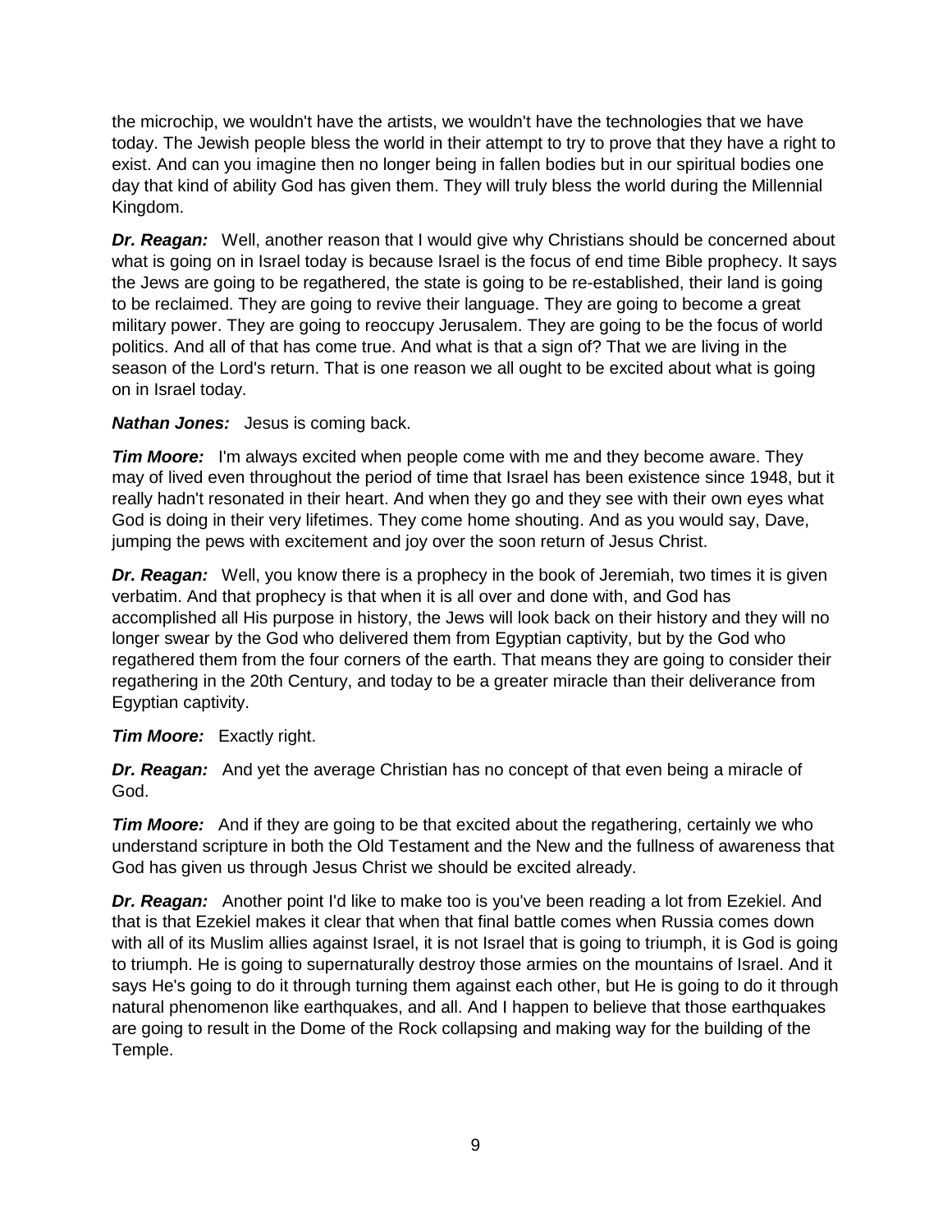the microchip, we wouldn't have the artists, we wouldn't have the technologies that we have today. The Jewish people bless the world in their attempt to try to prove that they have a right to exist. And can you imagine then no longer being in fallen bodies but in our spiritual bodies one day that kind of ability God has given them. They will truly bless the world during the Millennial Kingdom.

***Dr. Reagan:*** Well, another reason that I would give why Christians should be concerned about what is going on in Israel today is because Israel is the focus of end time Bible prophecy. It says the Jews are going to be regathered, the state is going to be re-established, their land is going to be reclaimed. They are going to revive their language. They are going to become a great military power. They are going to reoccupy Jerusalem. They are going to be the focus of world politics. And all of that has come true. And what is that a sign of? That we are living in the season of the Lord's return. That is one reason we all ought to be excited about what is going on in Israel today.

***Nathan Jones:*** Jesus is coming back.

***Tim Moore:*** I'm always excited when people come with me and they become aware. They may of lived even throughout the period of time that Israel has been existence since 1948, but it really hadn't resonated in their heart. And when they go and they see with their own eyes what God is doing in their very lifetimes. They come home shouting. And as you would say, Dave, jumping the pews with excitement and joy over the soon return of Jesus Christ.

***Dr. Reagan:*** Well, you know there is a prophecy in the book of Jeremiah, two times it is given verbatim. And that prophecy is that when it is all over and done with, and God has accomplished all His purpose in history, the Jews will look back on their history and they will no longer swear by the God who delivered them from Egyptian captivity, but by the God who regathered them from the four corners of the earth. That means they are going to consider their regathering in the 20th Century, and today to be a greater miracle than their deliverance from Egyptian captivity.

***Tim Moore:*** Exactly right.

***Dr. Reagan:*** And yet the average Christian has no concept of that even being a miracle of God.

***Tim Moore:*** And if they are going to be that excited about the regathering, certainly we who understand scripture in both the Old Testament and the New and the fullness of awareness that God has given us through Jesus Christ we should be excited already.

***Dr. Reagan:*** Another point I'd like to make too is you've been reading a lot from Ezekiel. And that is that Ezekiel makes it clear that when that final battle comes when Russia comes down with all of its Muslim allies against Israel, it is not Israel that is going to triumph, it is God is going to triumph. He is going to supernaturally destroy those armies on the mountains of Israel. And it says He's going to do it through turning them against each other, but He is going to do it through natural phenomenon like earthquakes, and all. And I happen to believe that those earthquakes are going to result in the Dome of the Rock collapsing and making way for the building of the Temple.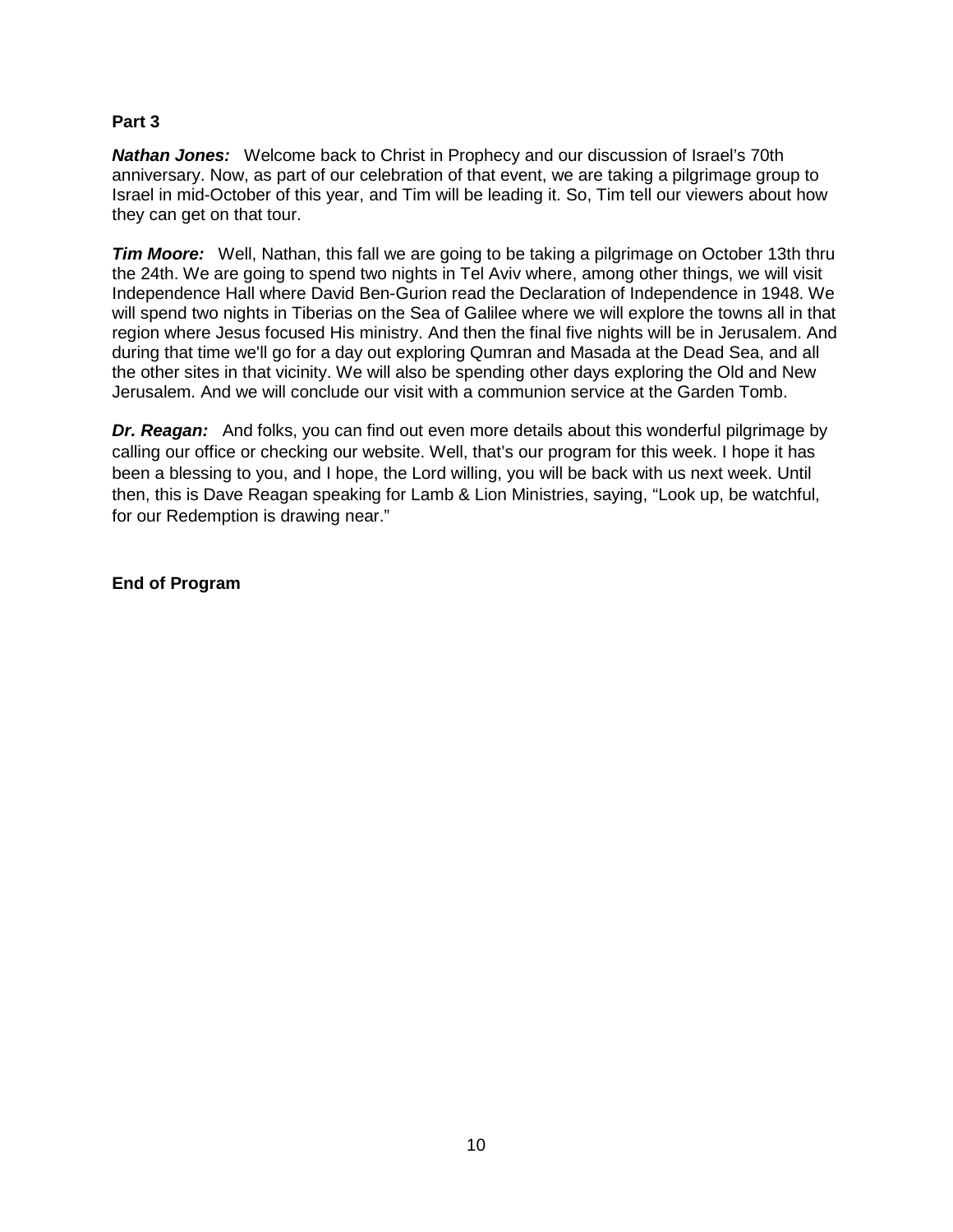**Part 3**

***Nathan Jones:*** Welcome back to Christ in Prophecy and our discussion of Israel's 70th anniversary. Now, as part of our celebration of that event, we are taking a pilgrimage group to Israel in mid-October of this year, and Tim will be leading it. So, Tim tell our viewers about how they can get on that tour.

***Tim Moore:*** Well, Nathan, this fall we are going to be taking a pilgrimage on October 13th thru the 24th. We are going to spend two nights in Tel Aviv where, among other things, we will visit Independence Hall where David Ben-Gurion read the Declaration of Independence in 1948. We will spend two nights in Tiberias on the Sea of Galilee where we will explore the towns all in that region where Jesus focused His ministry. And then the final five nights will be in Jerusalem. And during that time we'll go for a day out exploring Qumran and Masada at the Dead Sea, and all the other sites in that vicinity. We will also be spending other days exploring the Old and New Jerusalem. And we will conclude our visit with a communion service at the Garden Tomb.

***Dr. Reagan:*** And folks, you can find out even more details about this wonderful pilgrimage by calling our office or checking our website. Well, that's our program for this week. I hope it has been a blessing to you, and I hope, the Lord willing, you will be back with us next week. Until then, this is Dave Reagan speaking for Lamb & Lion Ministries, saying, "Look up, be watchful, for our Redemption is drawing near."

**End of Program**